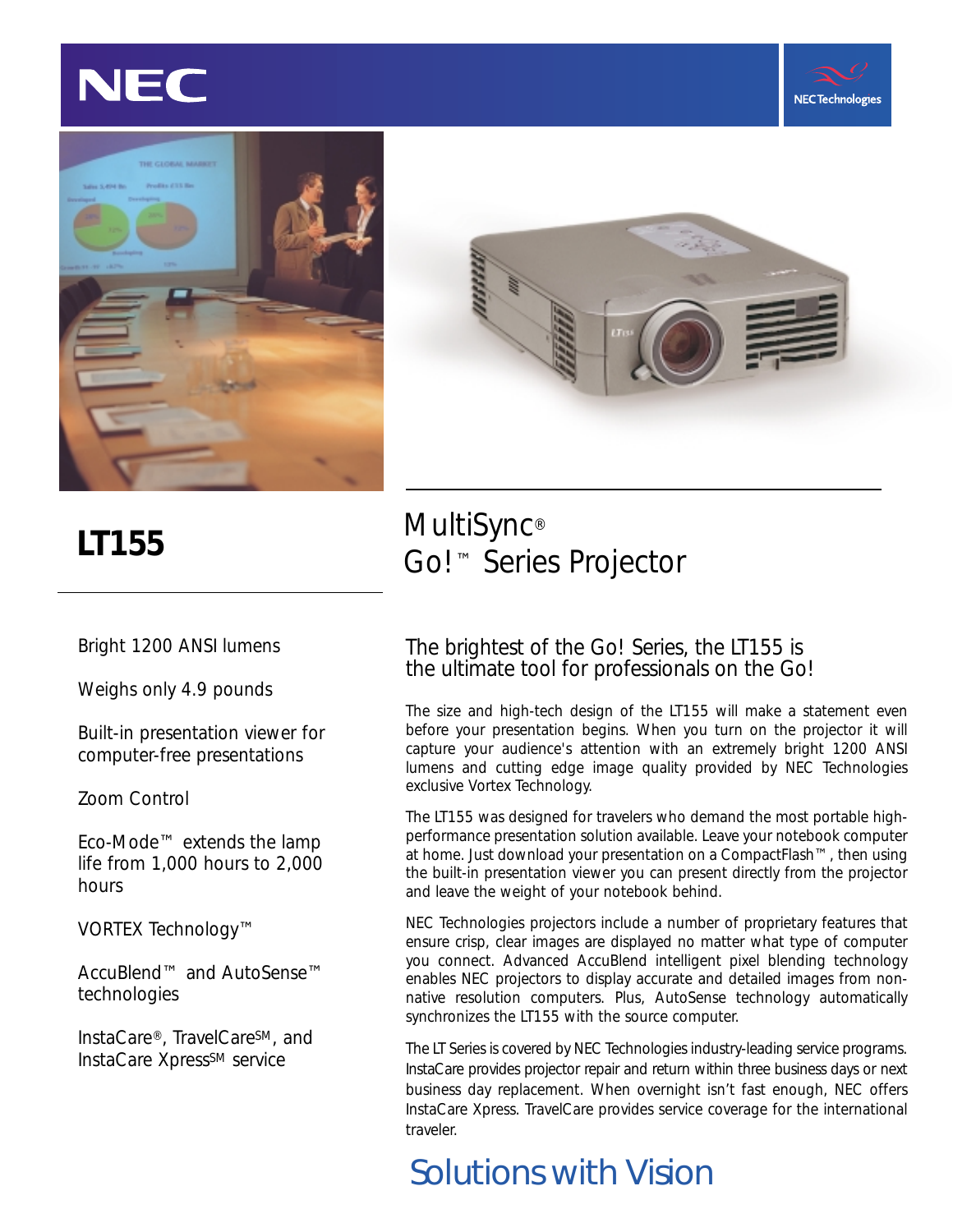NEC

NEC Technologies

# LT155

## MultiSync® Go!™ Series Projector

- Bright 1200 ANSI lumens
- Weighs only 4.9 pounds
- Built-in presentation viewer for computer-free presentations
- Zoom Control
- Eco-Mode™ extends the lamp life from 1,000 hours to 2,000 hours
- VORTEX Technology™
- AccuBlend™ and AutoSense™ technologies
- InstaCare®, TravelCareSM, and InstaCare XpressSM service

### The brightest of the Go! Series, the LT155 is the ultimate tool for professionals on the Go!

The size and high-tech design of the LT155 will make a statement even before your presentation begins. When you turn on the projector it will capture your audience's attention with an extremely bright 1200 ANSI lumens and cutting edge image quality provided by NEC Technologies exclusive Vortex Technology.

The LT155 was designed for travelers who demand the most portable high-performance presentation solution available. Leave your notebook computer at home. Just download your presentation on a CompactFlash™, then using the built-in presentation viewer you can present directly from the projector and leave the weight of your notebook behind.

NEC Technologies projectors include a number of proprietary features that ensure crisp, clear images are displayed no matter what type of computer you connect. Advanced AccuBlend intelligent pixel blending technology enables NEC projectors to display accurate and detailed images from non-native resolution computers. Plus, AutoSense technology automatically synchronizes the LT155 with the source computer.

The LT Series is covered by NEC Technologies industry-leading service programs. InstaCare provides projector repair and return within three business days or next business day replacement. When overnight isn't fast enough, NEC offers InstaCare Xpress. TravelCare provides service coverage for the international traveler.

Solutions with Vision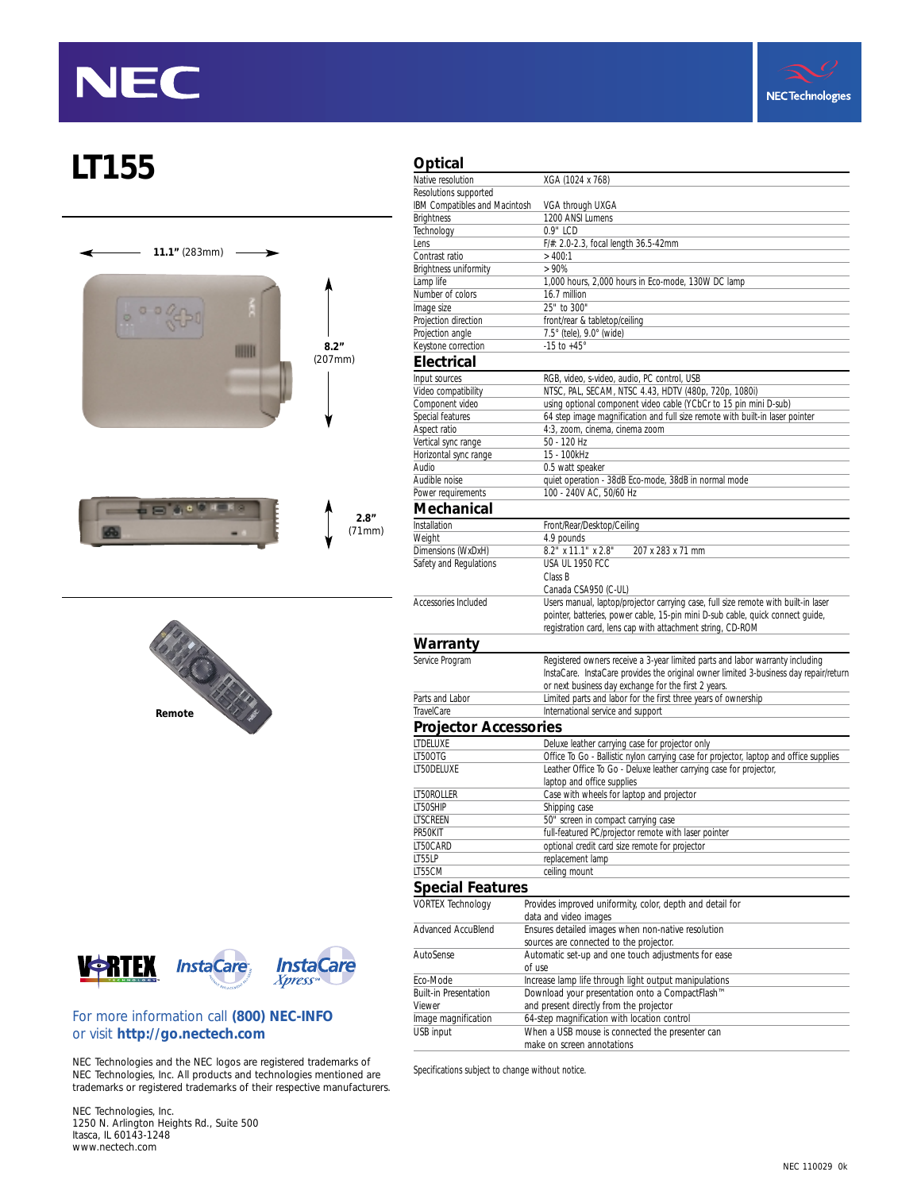# LT155

11.1" (283mm)

8.2" (207mm)

2.8" (71mm)

Remote

## Optical

| | |
|---|---|
| Native resolution | XGA (1024 x 768) |
| Resolutions supported | |
| IBM Compatibles and Macintosh | VGA through UXGA |
| Brightness | 1200 ANSI Lumens |
| Technology | 0.9" LCD |
| Lens | F/#: 2.0-2.3, focal length 36.5-42mm |
| Contrast ratio | > 400:1 |
| Brightness uniformity | > 90% |
| Lamp life | 1,000 hours, 2,000 hours in Eco-mode, 130W DC lamp |
| Number of colors | 16.7 million |
| Image size | 25" to 300" |
| Projection direction | front/rear & tabletop/ceiling |
| Projection angle | 7.5° (tele), 9.0° (wide) |
| Keystone correction | -15 to +45° |

## Electrical

| | |
|---|---|
| Input sources | RGB, video, s-video, audio, PC control, USB |
| Video compatibility | NTSC, PAL, SECAM, NTSC 4.43, HDTV (480p, 720p, 1080i) |
| Component video | using optional component video cable (YCbCr to 15 pin mini D-sub) |
| Special features | 64 step image magnification and full size remote with built-in laser pointer |
| Aspect ratio | 4:3, zoom, cinema, cinema zoom |
| Vertical sync range | 50 - 120 Hz |
| Horizontal sync range | 15 - 100kHz |
| Audio | 0.5 watt speaker |
| Audible noise | quiet operation - 38dB Eco-mode, 38dB in normal mode |
| Power requirements | 100 - 240V AC, 50/60 Hz |

## Mechanical

| | |
|---|---|
| Installation | Front/Rear/Desktop/Ceiling |
| Weight | 4.9 pounds |
| Dimensions (WxDxH) | 8.2" x 11.1" x 2.8" 207 x 283 x 71 mm |
| Safety and Regulations | USA UL 1950 FCC<br>Class B<br>Canada CSA950 (C-UL) |
| Accessories Included | Users manual, laptop/projector carrying case, full size remote with built-in laser pointer, batteries, power cable, 15-pin mini D-sub cable, quick connect guide, registration card, lens cap with attachment string, CD-ROM |

## Warranty

| | |
|---|---|
| Service Program | Registered owners receive a 3-year limited parts and labor warranty including InstaCare. InstaCare provides the original owner limited 3-business day repair/return or next business day exchange for the first 2 years. |
| Parts and Labor | Limited parts and labor for the first three years of ownership |
| TravelCare | International service and support |

## Projector Accessories

| | |
|---|---|
| LTDELUXE | Deluxe leather carrying case for projector only |
| LT50OTG | Office To Go - Ballistic nylon carrying case for projector, laptop and office supplies |
| LT50DELUXE | Leather Office To Go - Deluxe leather carrying case for projector, laptop and office supplies |
| LT50ROLLER | Case with wheels for laptop and projector |
| LT50SHIP | Shipping case |
| LTSCREEN | 50" screen in compact carrying case |
| PR50KIT | full-featured PC/projector remote with laser pointer |
| LT50CARD | optional credit card size remote for projector |
| LT55LP | replacement lamp |
| LT55CM | ceiling mount |

## Special Features

| | |
|---|---|
| VORTEX Technology | Provides improved uniformity, color, depth and detail for data and video images |
| Advanced AccuBlend | Ensures detailed images when non-native resolution sources are connected to the projector. |
| AutoSense | Automatic set-up and one touch adjustments for ease of use |
| Eco-Mode | Increase lamp life through light output manipulations |
| Built-in Presentation Viewer | Download your presentation onto a CompactFlash™ and present directly from the projector |
| Image magnification | 64-step magnification with location control |
| USB input | When a USB mouse is connected the presenter can make on screen annotations |

Specifications subject to change without notice.

For more information call **(800) NEC-INFO**
or visit **http://go.nectech.com**

NEC Technologies and the NEC logos are registered trademarks of NEC Technologies, Inc. All products and technologies mentioned are trademarks or registered trademarks of their respective manufacturers.

NEC Technologies, Inc.
1250 N. Arlington Heights Rd., Suite 500
Itasca, IL 60143-1248
www.nectech.com

NEC 110029 0k